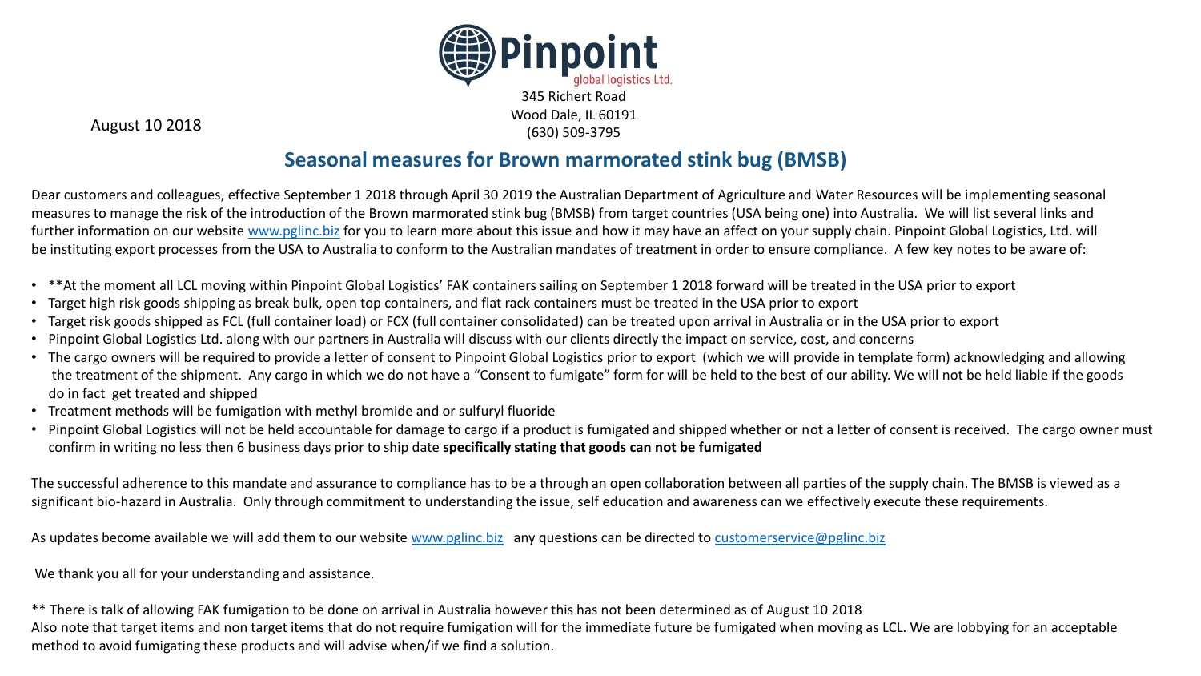Pinpoint global logistics Ltd.

345 Richert Road
Wood Dale, IL 60191
(630) 509-3795

August 10 2018

## Seasonal measures for Brown marmorated stink bug (BMSB)

Dear customers and colleagues, effective September 1 2018 through April 30 2019 the Australian Department of Agriculture and Water Resources will be implementing seasonal measures to manage the risk of the introduction of the Brown marmorated stink bug (BMSB) from target countries (USA being one) into Australia. We will list several links and further information on our website www.pglinc.biz for you to learn more about this issue and how it may have an affect on your supply chain. Pinpoint Global Logistics, Ltd. will be instituting export processes from the USA to Australia to conform to the Australian mandates of treatment in order to ensure compliance. A few key notes to be aware of:

- **At the moment all LCL moving within Pinpoint Global Logistics' FAK containers sailing on September 1 2018 forward will be treated in the USA prior to export
- Target high risk goods shipping as break bulk, open top containers, and flat rack containers must be treated in the USA prior to export
- Target risk goods shipped as FCL (full container load) or FCX (full container consolidated) can be treated upon arrival in Australia or in the USA prior to export
- Pinpoint Global Logistics Ltd. along with our partners in Australia will discuss with our clients directly the impact on service, cost, and concerns
- The cargo owners will be required to provide a letter of consent to Pinpoint Global Logistics prior to export (which we will provide in template form) acknowledging and allowing the treatment of the shipment. Any cargo in which we do not have a "Consent to fumigate" form for will be held to the best of our ability. We will not be held liable if the goods do in fact get treated and shipped
- Treatment methods will be fumigation with methyl bromide and or sulfuryl fluoride
- Pinpoint Global Logistics will not be held accountable for damage to cargo if a product is fumigated and shipped whether or not a letter of consent is received. The cargo owner must confirm in writing no less then 6 business days prior to ship date **specifically stating that goods can not be fumigated**

The successful adherence to this mandate and assurance to compliance has to be a through an open collaboration between all parties of the supply chain. The BMSB is viewed as a significant bio-hazard in Australia. Only through commitment to understanding the issue, self education and awareness can we effectively execute these requirements.

As updates become available we will add them to our website www.pglinc.biz any questions can be directed to customerservice@pglinc.biz

We thank you all for your understanding and assistance.

** There is talk of allowing FAK fumigation to be done on arrival in Australia however this has not been determined as of August 10 2018
Also note that target items and non target items that do not require fumigation will for the immediate future be fumigated when moving as LCL. We are lobbying for an acceptable method to avoid fumigating these products and will advise when/if we find a solution.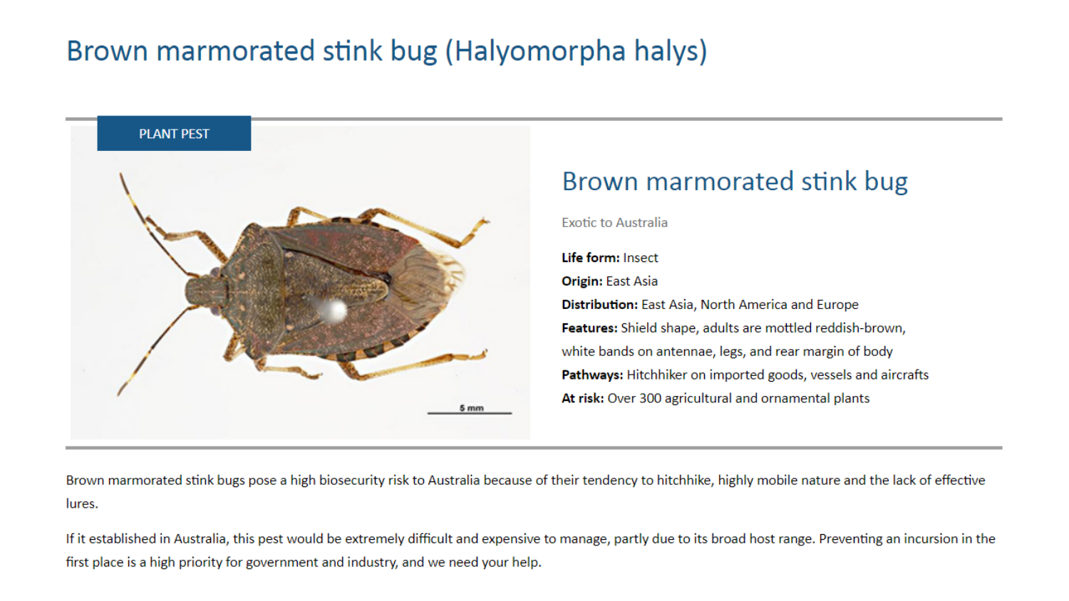# Brown marmorated stink bug (Halyomorpha halys)

PLANT PEST

## Brown marmorated stink bug

Exotic to Australia

**Life form:** Insect
**Origin:** East Asia
**Distribution:** East Asia, North America and Europe
**Features:** Shield shape, adults are mottled reddish-brown, white bands on antennae, legs, and rear margin of body
**Pathways:** Hitchhiker on imported goods, vessels and aircrafts
**At risk:** Over 300 agricultural and ornamental plants

Brown marmorated stink bugs pose a high biosecurity risk to Australia because of their tendency to hitchhike, highly mobile nature and the lack of effective lures.

If it established in Australia, this pest would be extremely difficult and expensive to manage, partly due to its broad host range. Preventing an incursion in the first place is a high priority for government and industry, and we need your help.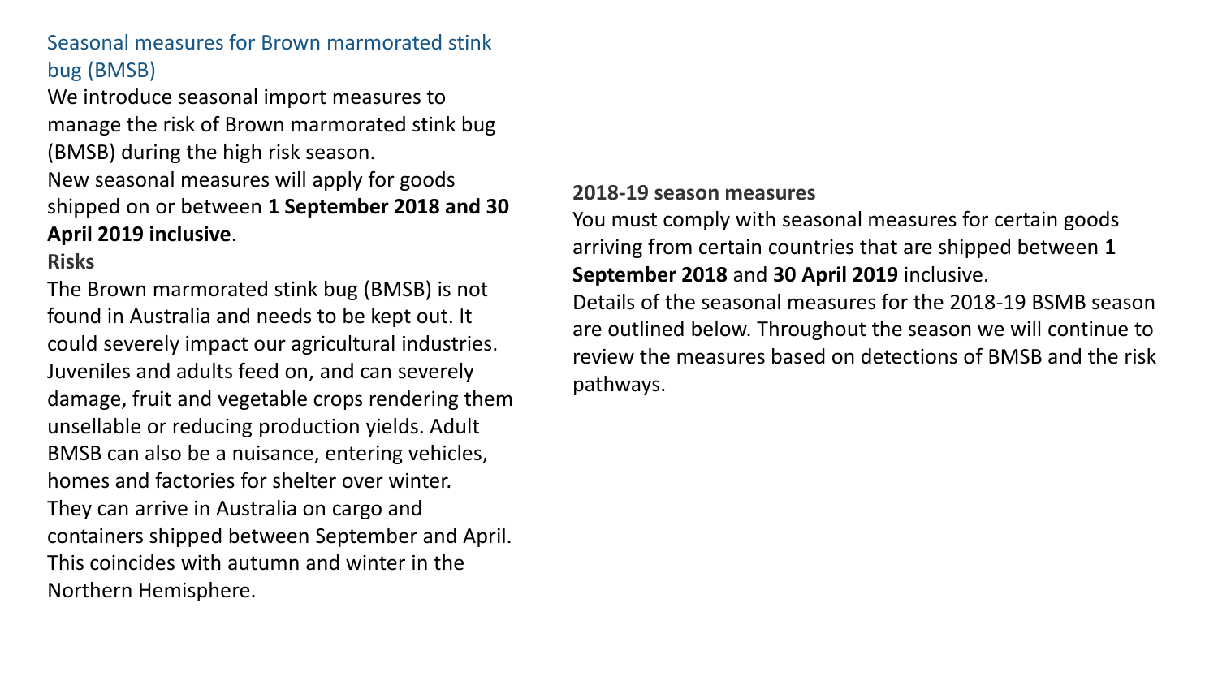## Seasonal measures for Brown marmorated stink bug (BMSB)

We introduce seasonal import measures to manage the risk of Brown marmorated stink bug (BMSB) during the high risk season.

New seasonal measures will apply for goods shipped on or between **1 September 2018 and 30 April 2019 inclusive**.

### Risks

The Brown marmorated stink bug (BMSB) is not found in Australia and needs to be kept out. It could severely impact our agricultural industries.

Juveniles and adults feed on, and can severely damage, fruit and vegetable crops rendering them unsellable or reducing production yields. Adult BMSB can also be a nuisance, entering vehicles, homes and factories for shelter over winter.

They can arrive in Australia on cargo and containers shipped between September and April. This coincides with autumn and winter in the Northern Hemisphere.

### 2018-19 season measures

You must comply with seasonal measures for certain goods arriving from certain countries that are shipped between **1 September 2018** and **30 April 2019** inclusive.

Details of the seasonal measures for the 2018-19 BSMB season are outlined below. Throughout the season we will continue to review the measures based on detections of BMSB and the risk pathways.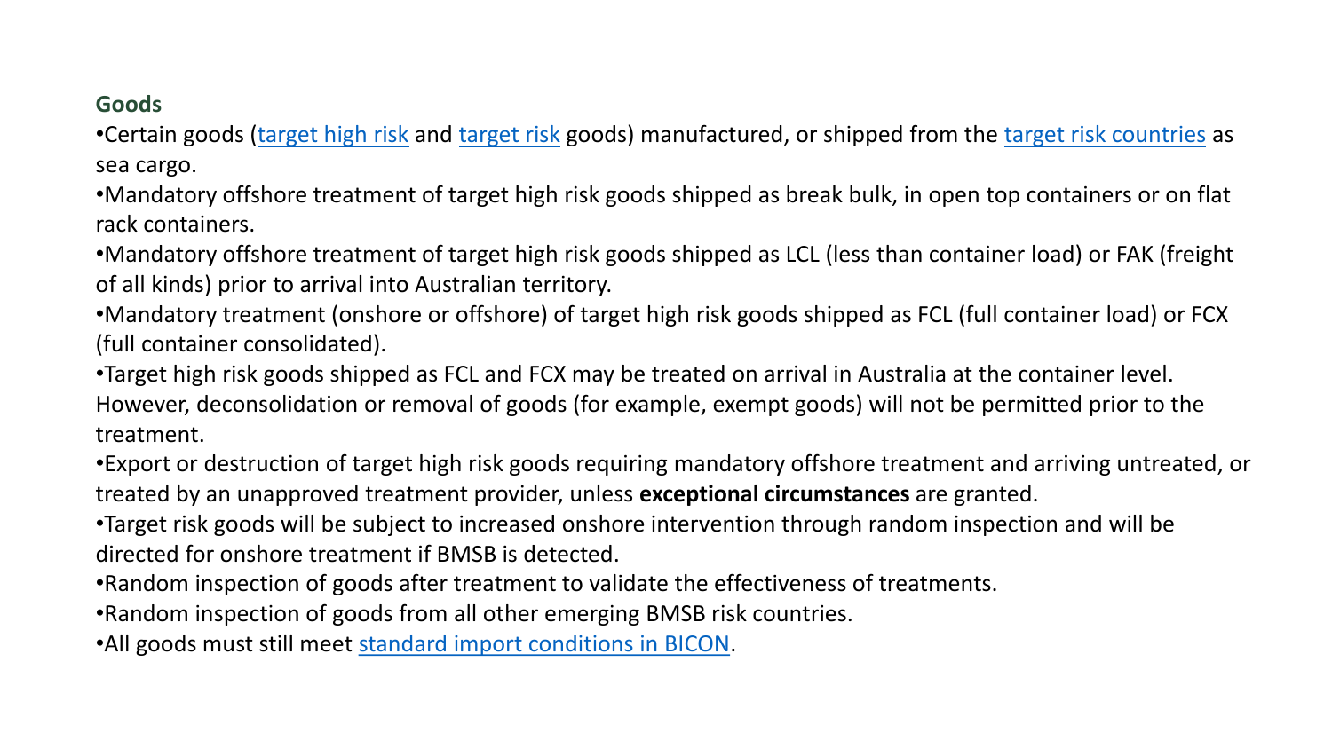### Goods

- Certain goods (target high risk and target risk goods) manufactured, or shipped from the target risk countries as sea cargo.
- Mandatory offshore treatment of target high risk goods shipped as break bulk, in open top containers or on flat rack containers.
- Mandatory offshore treatment of target high risk goods shipped as LCL (less than container load) or FAK (freight of all kinds) prior to arrival into Australian territory.
- Mandatory treatment (onshore or offshore) of target high risk goods shipped as FCL (full container load) or FCX (full container consolidated).
- Target high risk goods shipped as FCL and FCX may be treated on arrival in Australia at the container level. However, deconsolidation or removal of goods (for example, exempt goods) will not be permitted prior to the treatment.
- Export or destruction of target high risk goods requiring mandatory offshore treatment and arriving untreated, or treated by an unapproved treatment provider, unless **exceptional circumstances** are granted.
- Target risk goods will be subject to increased onshore intervention through random inspection and will be directed for onshore treatment if BMSB is detected.
- Random inspection of goods after treatment to validate the effectiveness of treatments.
- Random inspection of goods from all other emerging BMSB risk countries.
- All goods must still meet standard import conditions in BICON.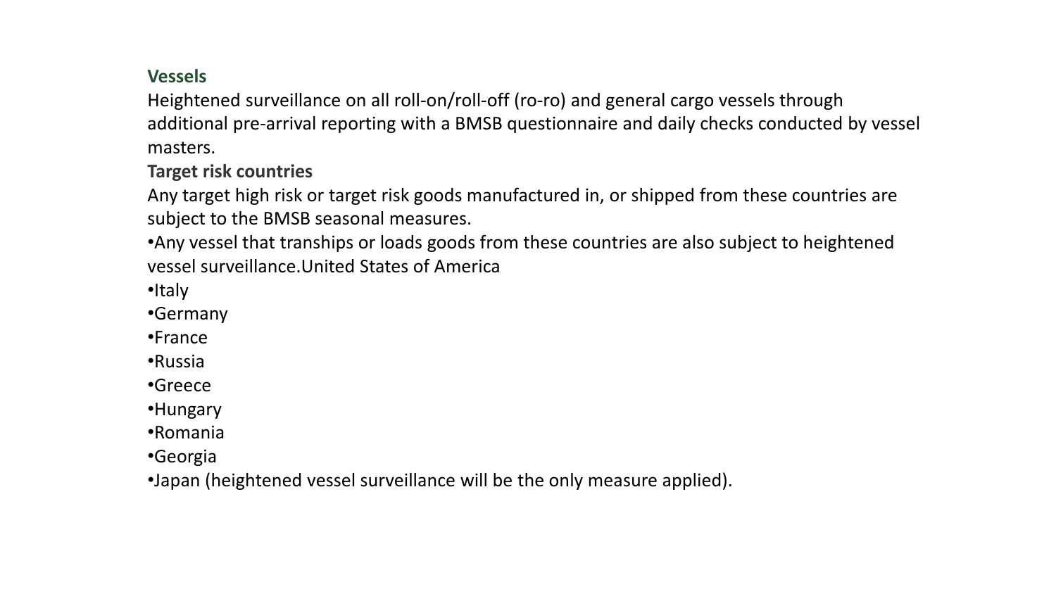**Vessels**

Heightened surveillance on all roll-on/roll-off (ro-ro) and general cargo vessels through additional pre-arrival reporting with a BMSB questionnaire and daily checks conducted by vessel masters.

**Target risk countries**

Any target high risk or target risk goods manufactured in, or shipped from these countries are subject to the BMSB seasonal measures.

•Any vessel that tranships or loads goods from these countries are also subject to heightened vessel surveillance.United States of America

•Italy
•Germany
•France
•Russia
•Greece
•Hungary
•Romania
•Georgia
•Japan (heightened vessel surveillance will be the only measure applied).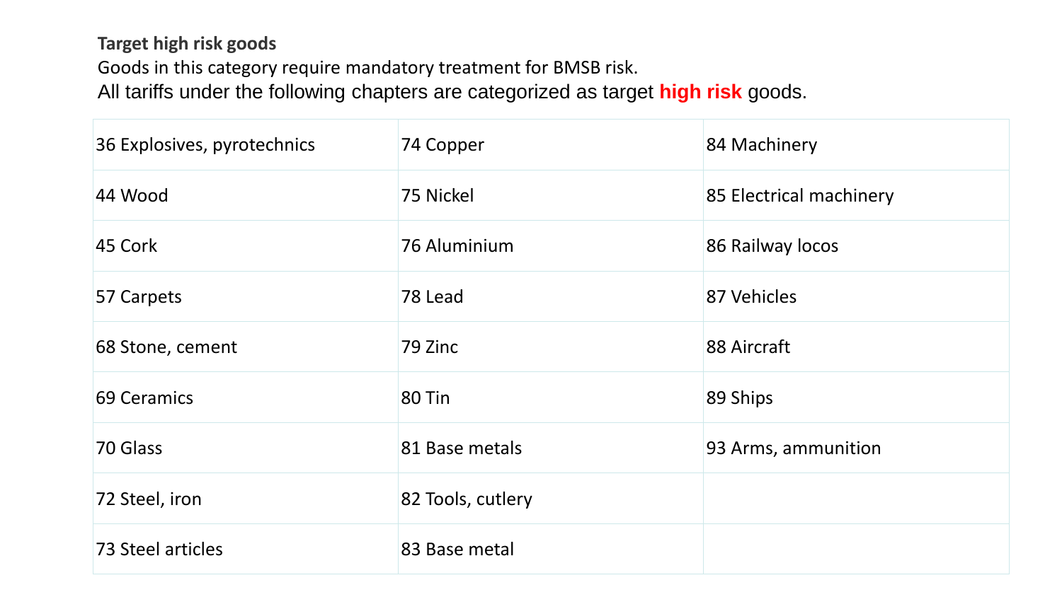**Target high risk goods**

Goods in this category require mandatory treatment for BMSB risk.

All tariffs under the following chapters are categorized as target **high risk** goods.

| | | |
|---|---|---|
| 36 Explosives, pyrotechnics | 74 Copper | 84 Machinery |
| 44 Wood | 75 Nickel | 85 Electrical machinery |
| 45 Cork | 76 Aluminium | 86 Railway locos |
| 57 Carpets | 78 Lead | 87 Vehicles |
| 68 Stone, cement | 79 Zinc | 88 Aircraft |
| 69 Ceramics | 80 Tin | 89 Ships |
| 70 Glass | 81 Base metals | 93 Arms, ammunition |
| 72 Steel, iron | 82 Tools, cutlery | |
| 73 Steel articles | 83 Base metal | |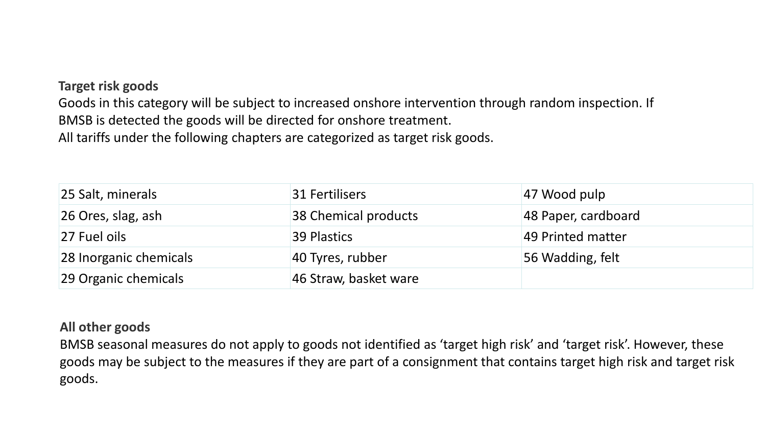**Target risk goods**

Goods in this category will be subject to increased onshore intervention through random inspection. If BMSB is detected the goods will be directed for onshore treatment.

All tariffs under the following chapters are categorized as target risk goods.

| | | |
|---|---|---|
| 25 Salt, minerals | 31 Fertilisers | 47 Wood pulp |
| 26 Ores, slag, ash | 38 Chemical products | 48 Paper, cardboard |
| 27 Fuel oils | 39 Plastics | 49 Printed matter |
| 28 Inorganic chemicals | 40 Tyres, rubber | 56 Wadding, felt |
| 29 Organic chemicals | 46 Straw, basket ware | |

**All other goods**

BMSB seasonal measures do not apply to goods not identified as 'target high risk' and 'target risk'. However, these goods may be subject to the measures if they are part of a consignment that contains target high risk and target risk goods.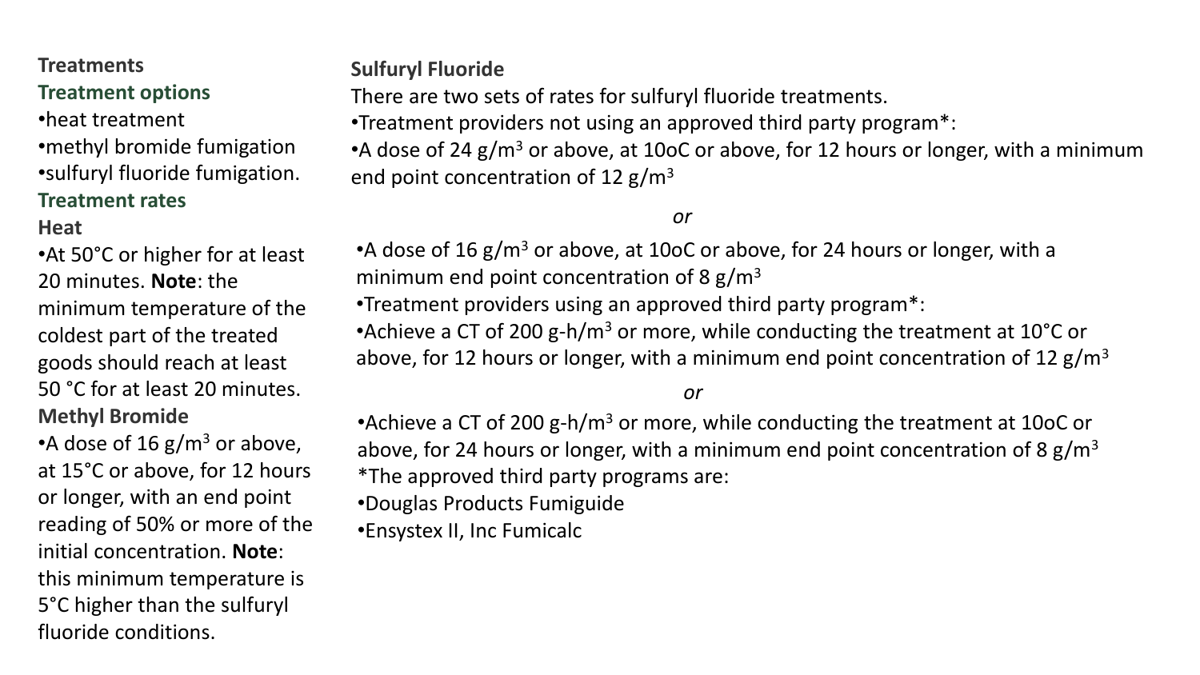## Treatments

### Treatment options

- heat treatment
- methyl bromide fumigation
- sulfuryl fluoride fumigation.

### Treatment rates

#### Heat

- At 50°C or higher for at least 20 minutes. **Note**: the minimum temperature of the coldest part of the treated goods should reach at least 50 °C for at least 20 minutes.

#### Methyl Bromide

- A dose of 16 g/m$^3$ or above, at 15°C or above, for 12 hours or longer, with an end point reading of 50% or more of the initial concentration. **Note**: this minimum temperature is 5°C higher than the sulfuryl fluoride conditions.

#### Sulfuryl Fluoride

There are two sets of rates for sulfuryl fluoride treatments.

- Treatment providers not using an approved third party program*:
- A dose of 24 g/m$^3$ or above, at 10oC or above, for 12 hours or longer, with a minimum end point concentration of 12 g/m$^3$

*or*

- A dose of 16 g/m$^3$ or above, at 10oC or above, for 24 hours or longer, with a minimum end point concentration of 8 g/m$^3$
- Treatment providers using an approved third party program*:
- Achieve a CT of 200 g-h/m$^3$ or more, while conducting the treatment at 10°C or above, for 12 hours or longer, with a minimum end point concentration of 12 g/m$^3$

*or*

- Achieve a CT of 200 g-h/m$^3$ or more, while conducting the treatment at 10oC or above, for 24 hours or longer, with a minimum end point concentration of 8 g/m$^3$

*The approved third party programs are:

- Douglas Products Fumiguide
- Ensystex II, Inc Fumicalc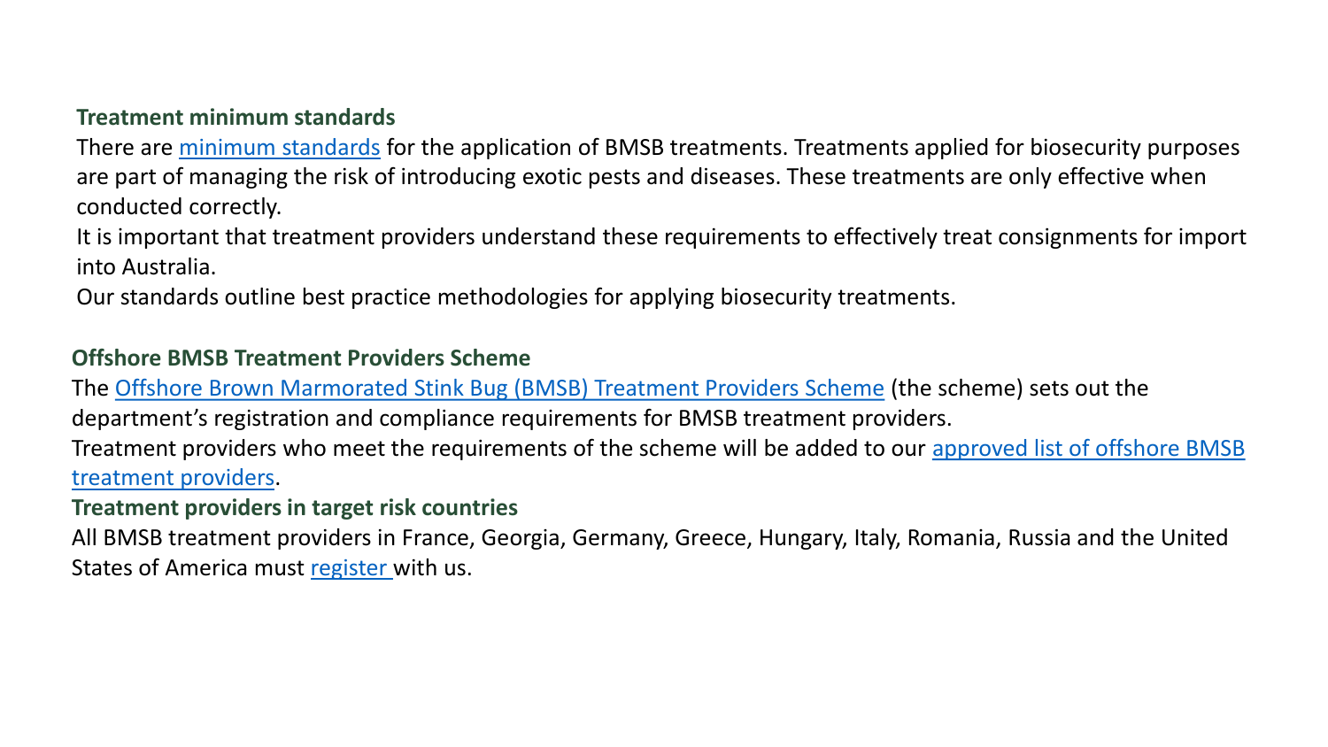**Treatment minimum standards**

There are minimum standards for the application of BMSB treatments. Treatments applied for biosecurity purposes are part of managing the risk of introducing exotic pests and diseases. These treatments are only effective when conducted correctly.

It is important that treatment providers understand these requirements to effectively treat consignments for import into Australia.

Our standards outline best practice methodologies for applying biosecurity treatments.

**Offshore BMSB Treatment Providers Scheme**

The Offshore Brown Marmorated Stink Bug (BMSB) Treatment Providers Scheme (the scheme) sets out the department's registration and compliance requirements for BMSB treatment providers.

Treatment providers who meet the requirements of the scheme will be added to our approved list of offshore BMSB treatment providers.

**Treatment providers in target risk countries**

All BMSB treatment providers in France, Georgia, Germany, Greece, Hungary, Italy, Romania, Russia and the United States of America must register with us.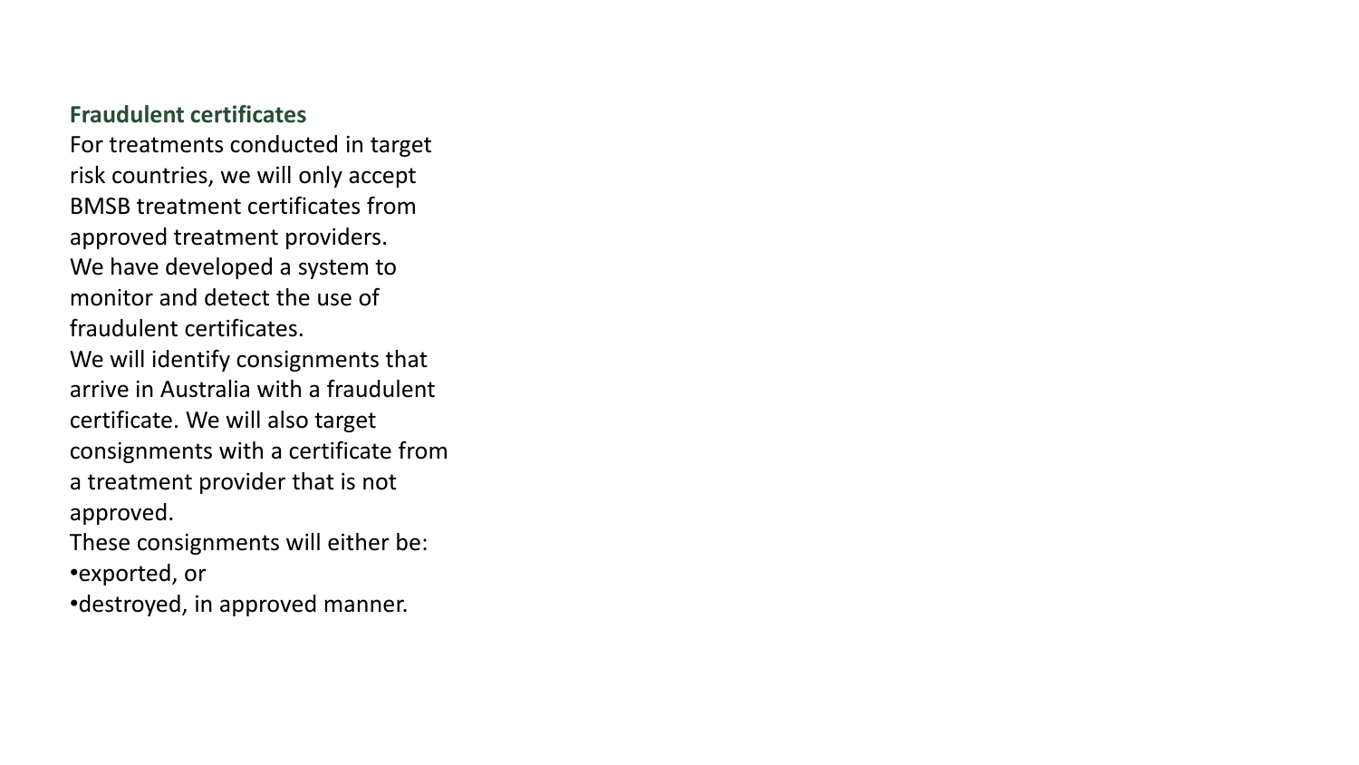**Fraudulent certificates**

For treatments conducted in target risk countries, we will only accept BMSB treatment certificates from approved treatment providers.

We have developed a system to monitor and detect the use of fraudulent certificates.

We will identify consignments that arrive in Australia with a fraudulent certificate. We will also target consignments with a certificate from a treatment provider that is not approved.

These consignments will either be:

- exported, or
- destroyed, in approved manner.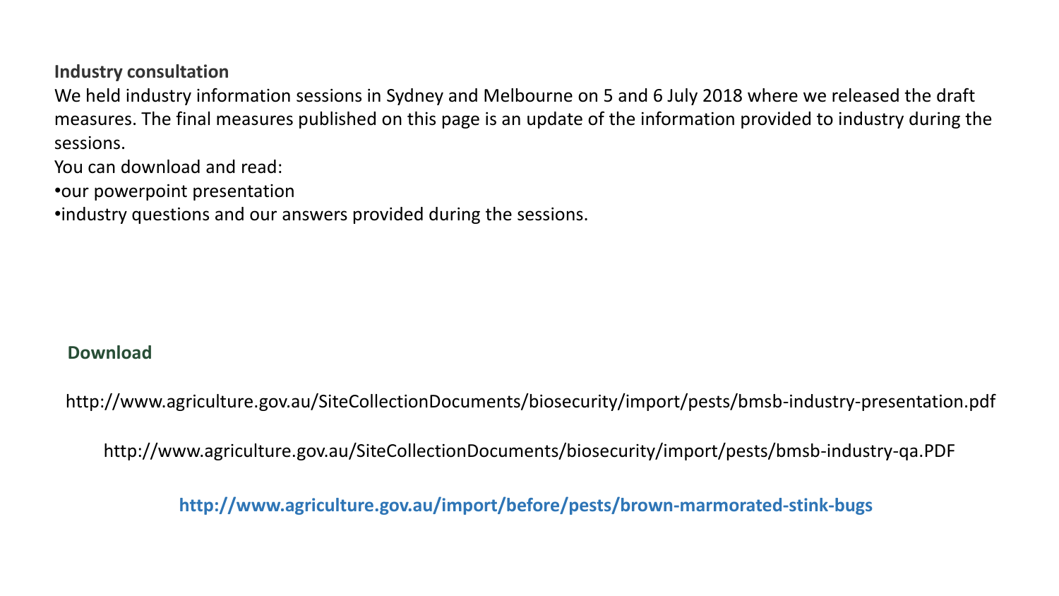**Industry consultation**

We held industry information sessions in Sydney and Melbourne on 5 and 6 July 2018 where we released the draft measures. The final measures published on this page is an update of the information provided to industry during the sessions.

You can download and read:

•our powerpoint presentation

•industry questions and our answers provided during the sessions.

**Download**

http://www.agriculture.gov.au/SiteCollectionDocuments/biosecurity/import/pests/bmsb-industry-presentation.pdf

http://www.agriculture.gov.au/SiteCollectionDocuments/biosecurity/import/pests/bmsb-industry-qa.PDF

**http://www.agriculture.gov.au/import/before/pests/brown-marmorated-stink-bugs**